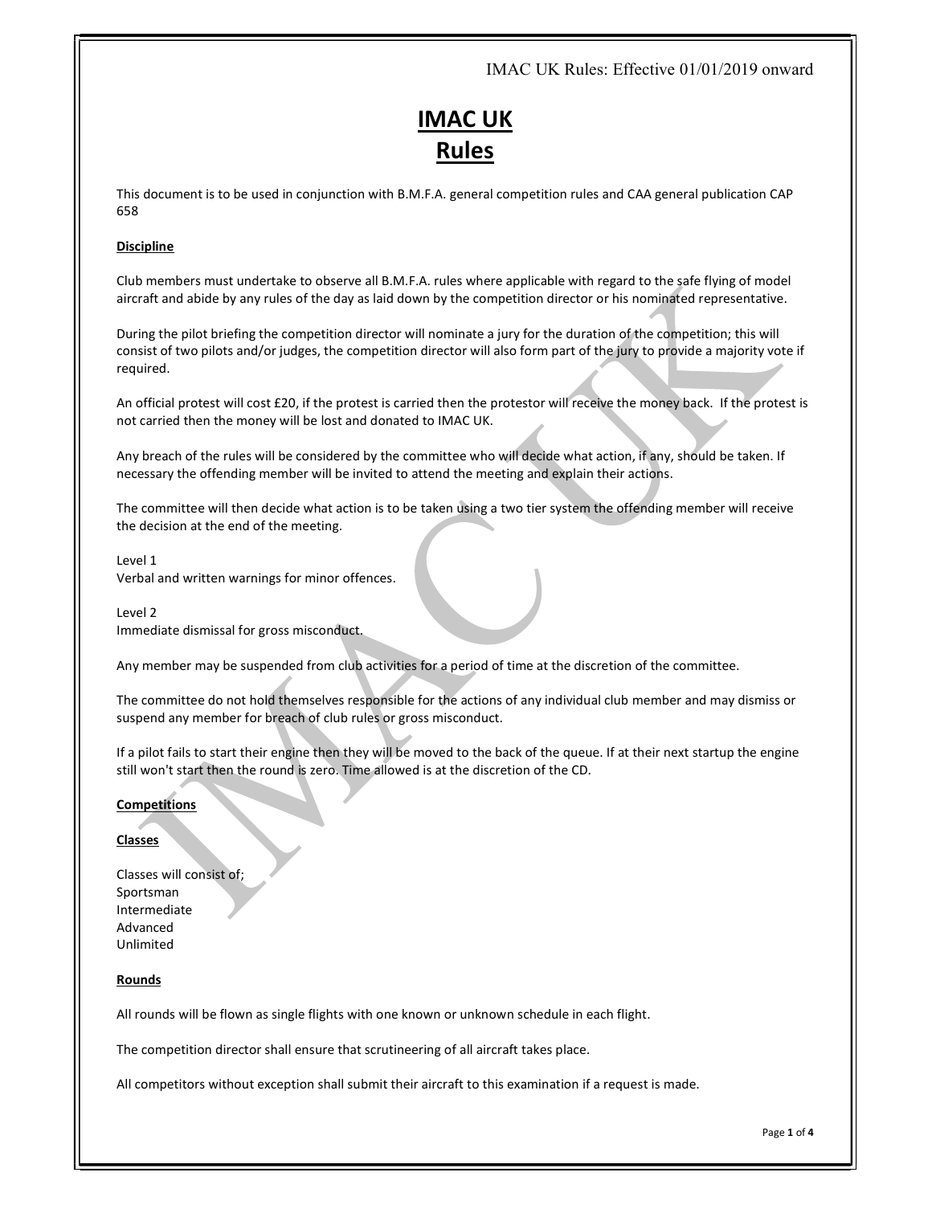# IMAC UK
# Rules

This document is to be used in conjunction with B.M.F.A. general competition rules and CAA general publication CAP 658

### Discipline

Club members must undertake to observe all B.M.F.A. rules where applicable with regard to the safe flying of model aircraft and abide by any rules of the day as laid down by the competition director or his nominated representative.

During the pilot briefing the competition director will nominate a jury for the duration of the competition; this will consist of two pilots and/or judges, the competition director will also form part of the jury to provide a majority vote if required.

An official protest will cost £20, if the protest is carried then the protestor will receive the money back. If the protest is not carried then the money will be lost and donated to IMAC UK.

Any breach of the rules will be considered by the committee who will decide what action, if any, should be taken. If necessary the offending member will be invited to attend the meeting and explain their actions.

The committee will then decide what action is to be taken using a two tier system the offending member will receive the decision at the end of the meeting.

Level 1
Verbal and written warnings for minor offences.

Level 2
Immediate dismissal for gross misconduct.

Any member may be suspended from club activities for a period of time at the discretion of the committee.

The committee do not hold themselves responsible for the actions of any individual club member and may dismiss or suspend any member for breach of club rules or gross misconduct.

If a pilot fails to start their engine then they will be moved to the back of the queue. If at their next startup the engine still won't start then the round is zero. Time allowed is at the discretion of the CD.

### Competitions

### Classes

Classes will consist of;
Sportsman
Intermediate
Advanced
Unlimited

### Rounds

All rounds will be flown as single flights with one known or unknown schedule in each flight.

The competition director shall ensure that scrutineering of all aircraft takes place.

All competitors without exception shall submit their aircraft to this examination if a request is made.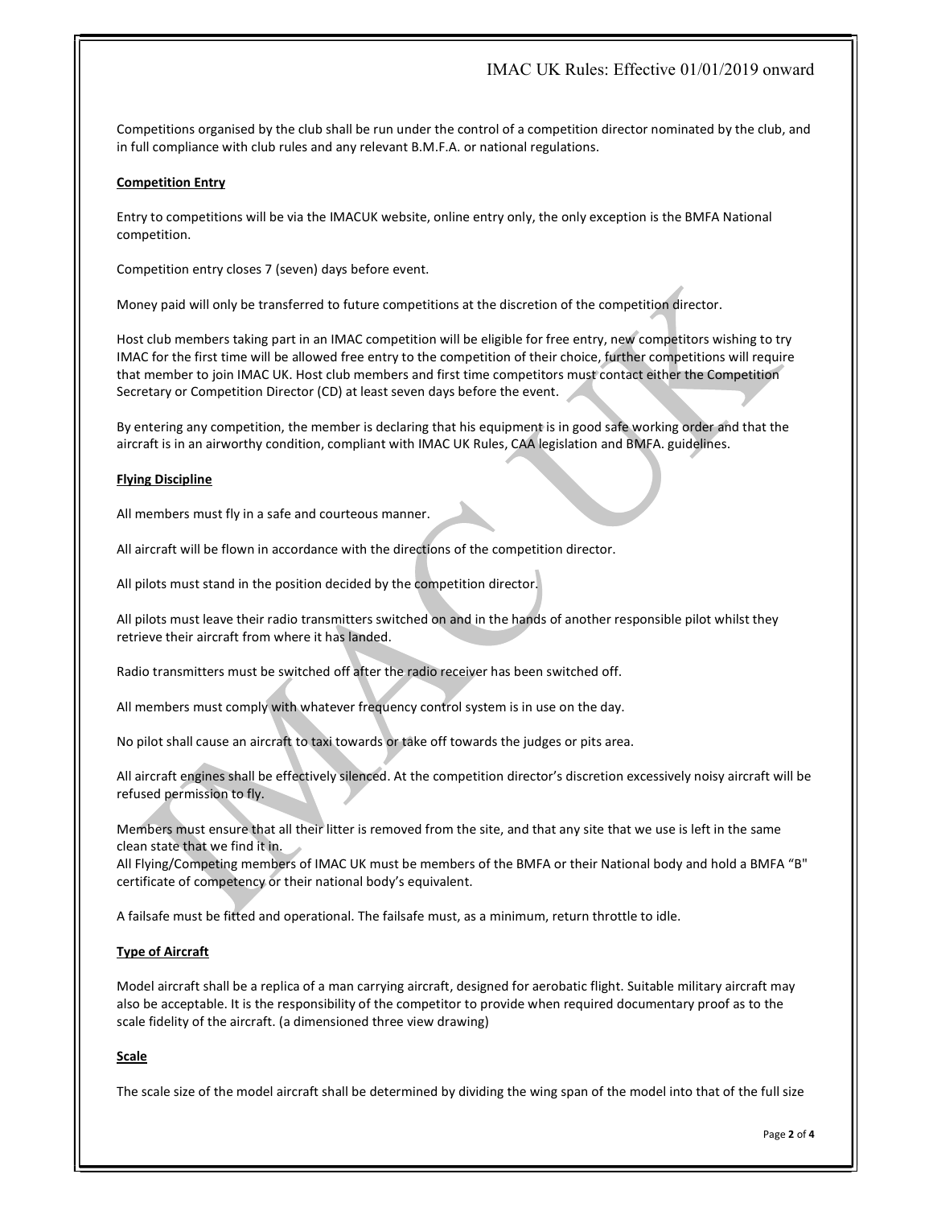Competitions organised by the club shall be run under the control of a competition director nominated by the club, and in full compliance with club rules and any relevant B.M.F.A. or national regulations.

**Competition Entry**

Entry to competitions will be via the IMACUK website, online entry only, the only exception is the BMFA National competition.

Competition entry closes 7 (seven) days before event.

Money paid will only be transferred to future competitions at the discretion of the competition director.

Host club members taking part in an IMAC competition will be eligible for free entry, new competitors wishing to try IMAC for the first time will be allowed free entry to the competition of their choice, further competitions will require that member to join IMAC UK. Host club members and first time competitors must contact either the Competition Secretary or Competition Director (CD) at least seven days before the event.

By entering any competition, the member is declaring that his equipment is in good safe working order and that the aircraft is in an airworthy condition, compliant with IMAC UK Rules, CAA legislation and BMFA. guidelines.

**Flying Discipline**

All members must fly in a safe and courteous manner.

All aircraft will be flown in accordance with the directions of the competition director.

All pilots must stand in the position decided by the competition director.

All pilots must leave their radio transmitters switched on and in the hands of another responsible pilot whilst they retrieve their aircraft from where it has landed.

Radio transmitters must be switched off after the radio receiver has been switched off.

All members must comply with whatever frequency control system is in use on the day.

No pilot shall cause an aircraft to taxi towards or take off towards the judges or pits area.

All aircraft engines shall be effectively silenced. At the competition director's discretion excessively noisy aircraft will be refused permission to fly.

Members must ensure that all their litter is removed from the site, and that any site that we use is left in the same clean state that we find it in.
All Flying/Competing members of IMAC UK must be members of the BMFA or their National body and hold a BMFA "B" certificate of competency or their national body's equivalent.

A failsafe must be fitted and operational. The failsafe must, as a minimum, return throttle to idle.

**Type of Aircraft**

Model aircraft shall be a replica of a man carrying aircraft, designed for aerobatic flight. Suitable military aircraft may also be acceptable. It is the responsibility of the competitor to provide when required documentary proof as to the scale fidelity of the aircraft. (a dimensioned three view drawing)

**Scale**

The scale size of the model aircraft shall be determined by dividing the wing span of the model into that of the full size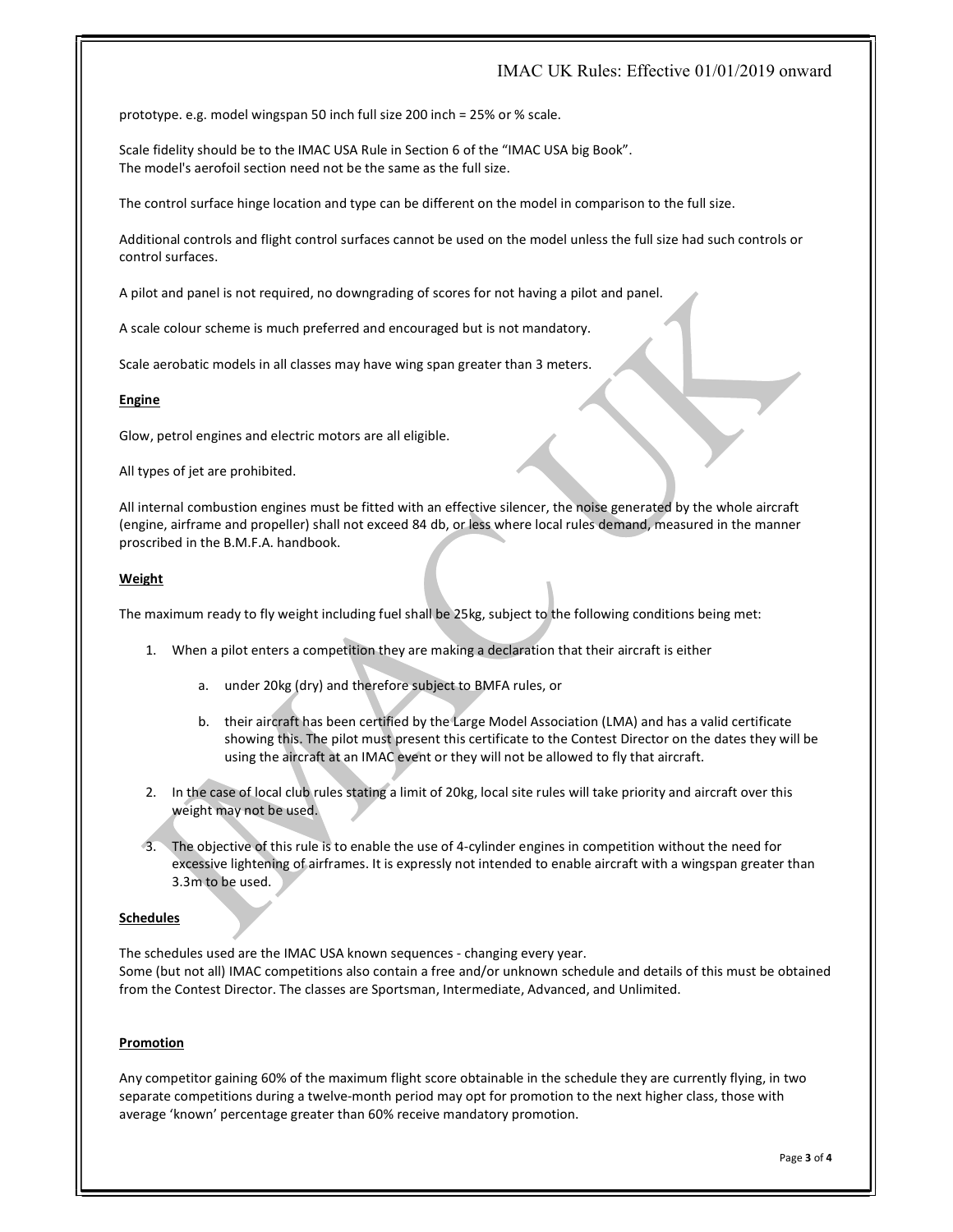prototype. e.g. model wingspan 50 inch full size 200 inch = 25% or ¼ scale.

Scale fidelity should be to the IMAC USA Rule in Section 6 of the "IMAC USA big Book".
The model's aerofoil section need not be the same as the full size.

The control surface hinge location and type can be different on the model in comparison to the full size.

Additional controls and flight control surfaces cannot be used on the model unless the full size had such controls or control surfaces.

A pilot and panel is not required, no downgrading of scores for not having a pilot and panel.

A scale colour scheme is much preferred and encouraged but is not mandatory.

Scale aerobatic models in all classes may have wing span greater than 3 meters.

**Engine**

Glow, petrol engines and electric motors are all eligible.

All types of jet are prohibited.

All internal combustion engines must be fitted with an effective silencer, the noise generated by the whole aircraft (engine, airframe and propeller) shall not exceed 84 db, or less where local rules demand, measured in the manner proscribed in the B.M.F.A. handbook.

**Weight**

The maximum ready to fly weight including fuel shall be 25kg, subject to the following conditions being met:

1. When a pilot enters a competition they are making a declaration that their aircraft is either

    a. under 20kg (dry) and therefore subject to BMFA rules, or

    b. their aircraft has been certified by the Large Model Association (LMA) and has a valid certificate showing this. The pilot must present this certificate to the Contest Director on the dates they will be using the aircraft at an IMAC event or they will not be allowed to fly that aircraft.

2. In the case of local club rules stating a limit of 20kg, local site rules will take priority and aircraft over this weight may not be used.

3. The objective of this rule is to enable the use of 4-cylinder engines in competition without the need for excessive lightening of airframes. It is expressly not intended to enable aircraft with a wingspan greater than 3.3m to be used.

**Schedules**

The schedules used are the IMAC USA known sequences - changing every year.
Some (but not all) IMAC competitions also contain a free and/or unknown schedule and details of this must be obtained from the Contest Director. The classes are Sportsman, Intermediate, Advanced, and Unlimited.

**Promotion**

Any competitor gaining 60% of the maximum flight score obtainable in the schedule they are currently flying, in two separate competitions during a twelve-month period may opt for promotion to the next higher class, those with average 'known' percentage greater than 60% receive mandatory promotion.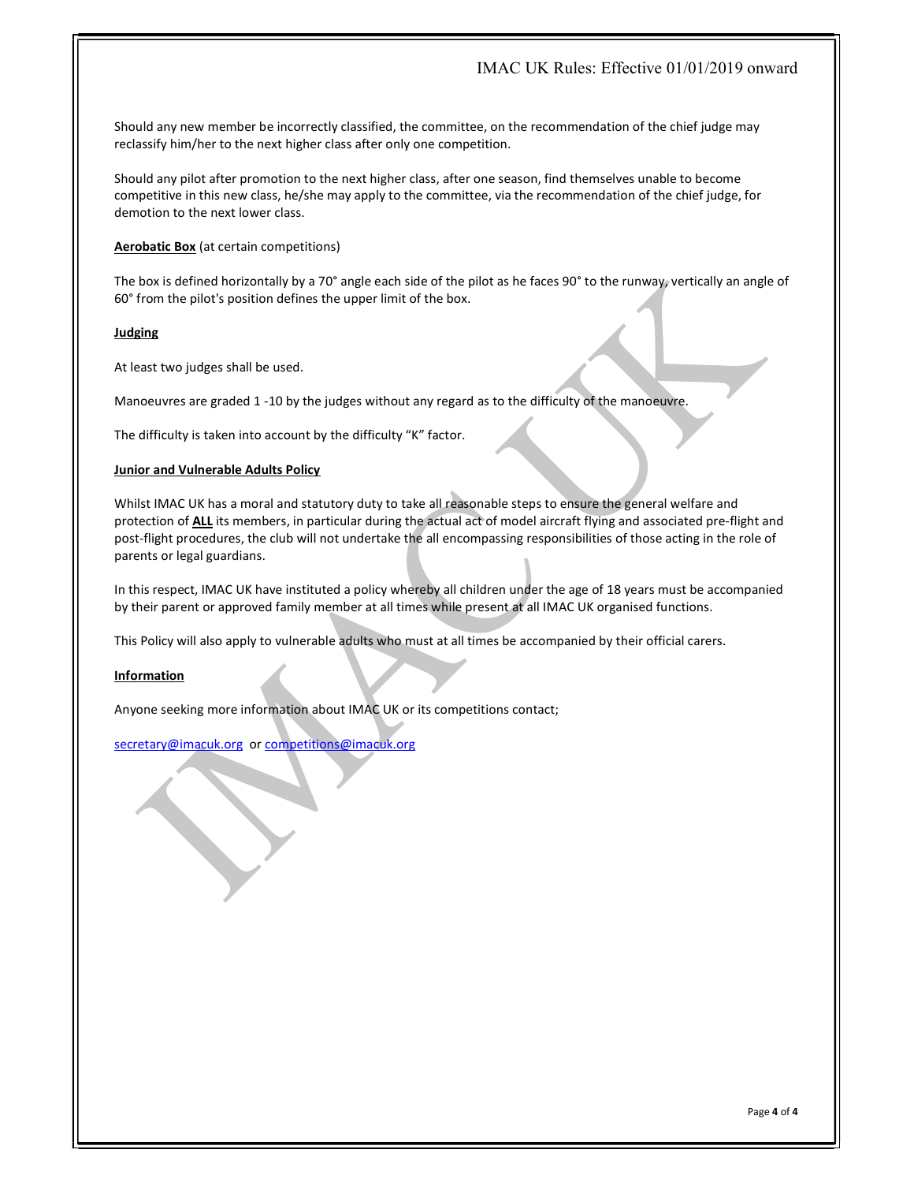Should any new member be incorrectly classified, the committee, on the recommendation of the chief judge may reclassify him/her to the next higher class after only one competition.

Should any pilot after promotion to the next higher class, after one season, find themselves unable to become competitive in this new class, he/she may apply to the committee, via the recommendation of the chief judge, for demotion to the next lower class.

**Aerobatic Box** (at certain competitions)

The box is defined horizontally by a 70° angle each side of the pilot as he faces 90° to the runway, vertically an angle of 60° from the pilot's position defines the upper limit of the box.

**Judging**

At least two judges shall be used.

Manoeuvres are graded 1 -10 by the judges without any regard as to the difficulty of the manoeuvre.

The difficulty is taken into account by the difficulty "K" factor.

**Junior and Vulnerable Adults Policy**

Whilst IMAC UK has a moral and statutory duty to take all reasonable steps to ensure the general welfare and protection of **ALL** its members, in particular during the actual act of model aircraft flying and associated pre-flight and post-flight procedures, the club will not undertake the all encompassing responsibilities of those acting in the role of parents or legal guardians.

In this respect, IMAC UK have instituted a policy whereby all children under the age of 18 years must be accompanied by their parent or approved family member at all times while present at all IMAC UK organised functions.

This Policy will also apply to vulnerable adults who must at all times be accompanied by their official carers.

**Information**

Anyone seeking more information about IMAC UK or its competitions contact;

secretary@imacuk.org or competitions@imacuk.org